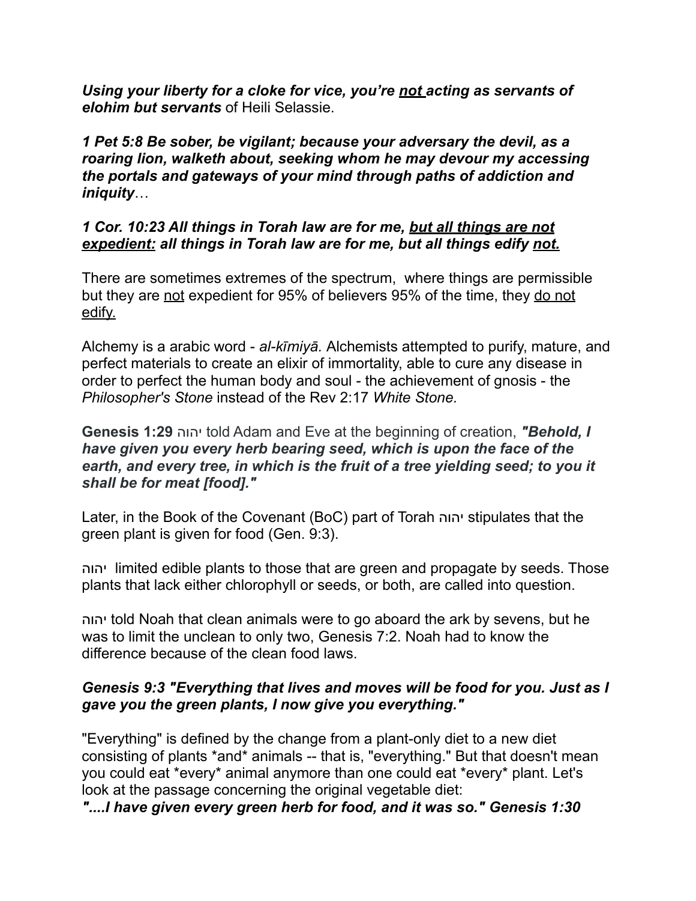***Using your liberty for a cloke for vice, you're <u>not</u> acting as servants of elohim but servants*** of Heili Selassie.

***1 Pet 5:8 Be sober, be vigilant; because your adversary the devil, as a roaring lion, walketh about, seeking whom he may devour my accessing the portals and gateways of your mind through paths of addiction and iniquity***…

***1 Cor. 10:23 All things in Torah law are for me, <u>but all things are not expedient:</u> all things in Torah law are for me, but all things edify <u>not.</u>***

There are sometimes extremes of the spectrum, where things are permissible but they are <u>not</u> expedient for 95% of believers 95% of the time, they <u>do not edify.</u>

Alchemy is a arabic word - *al-kīmiyā.* Alchemists attempted to purify, mature, and perfect materials to create an elixir of immortality, able to cure any disease in order to perfect the human body and soul - the achievement of gnosis - the *Philosopher's Stone* instead of the Rev 2:17 *White Stone.*

**Genesis 1:29** יהוה told Adam and Eve at the beginning of creation, ***"Behold, I have given you every herb bearing seed, which is upon the face of the earth, and every tree, in which is the fruit of a tree yielding seed; to you it shall be for meat [food]."***

Later, in the Book of the Covenant (BoC) part of Torah יהוה stipulates that the green plant is given for food (Gen. 9:3).

יהוה limited edible plants to those that are green and propagate by seeds. Those plants that lack either chlorophyll or seeds, or both, are called into question.

יהוה told Noah that clean animals were to go aboard the ark by sevens, but he was to limit the unclean to only two, Genesis 7:2. Noah had to know the difference because of the clean food laws.

***Genesis 9:3 "Everything that lives and moves will be food for you. Just as I gave you the green plants, I now give you everything."***

"Everything" is defined by the change from a plant-only diet to a new diet consisting of plants *and* animals -- that is, "everything." But that doesn't mean you could eat *every* animal anymore than one could eat *every* plant. Let's look at the passage concerning the original vegetable diet:

***"....I have given every green herb for food, and it was so." Genesis 1:30***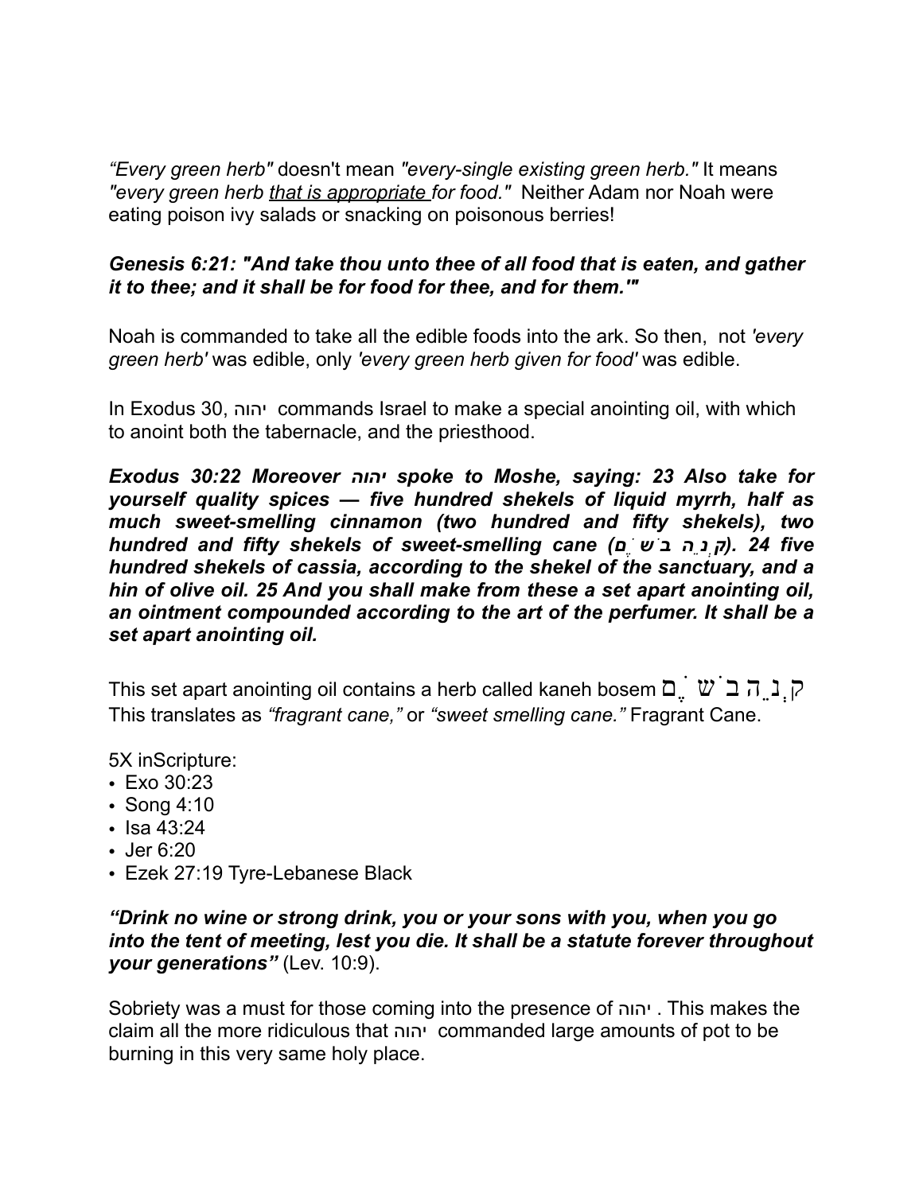*“Every green herb"* doesn't mean *"every-single existing green herb."* It means *"every green herb <u>that is appropriate</u> for food."* Neither Adam nor Noah were eating poison ivy salads or snacking on poisonous berries!

***Genesis 6:21: "And take thou unto thee of all food that is eaten, and gather it to thee; and it shall be for food for thee, and for them.'"***

Noah is commanded to take all the edible foods into the ark. So then, not *'every green herb'* was edible, only *'every green herb given for food'* was edible.

In Exodus 30, יהוה commands Israel to make a special anointing oil, with which to anoint both the tabernacle, and the priesthood.

***Exodus 30:22 Moreover יהוה spoke to Moshe, saying: 23 Also take for yourself quality spices — five hundred shekels of liquid myrrh, half as much sweet-smelling cinnamon (two hundred and fifty shekels), two hundred and fifty shekels of sweet-smelling cane (קְנֵה בֹשֶׂם). 24 five hundred shekels of cassia, according to the shekel of the sanctuary, and a hin of olive oil. 25 And you shall make from these a set apart anointing oil, an ointment compounded according to the art of the perfumer. It shall be a set apart anointing oil.***

This set apart anointing oil contains a herb called kaneh bosem קְנֵה בֹשֶׂם This translates as *“fragrant cane,”* or *“sweet smelling cane.”* Fragrant Cane.

5X inScripture:

- Exo 30:23
- Song 4:10
- Isa 43:24
- Jer 6:20
- Ezek 27:19 Tyre-Lebanese Black

***“Drink no wine or strong drink, you or your sons with you, when you go into the tent of meeting, lest you die. It shall be a statute forever throughout your generations”*** (Lev. 10:9).

Sobriety was a must for those coming into the presence of יהוה . This makes the claim all the more ridiculous that יהוה commanded large amounts of pot to be burning in this very same holy place.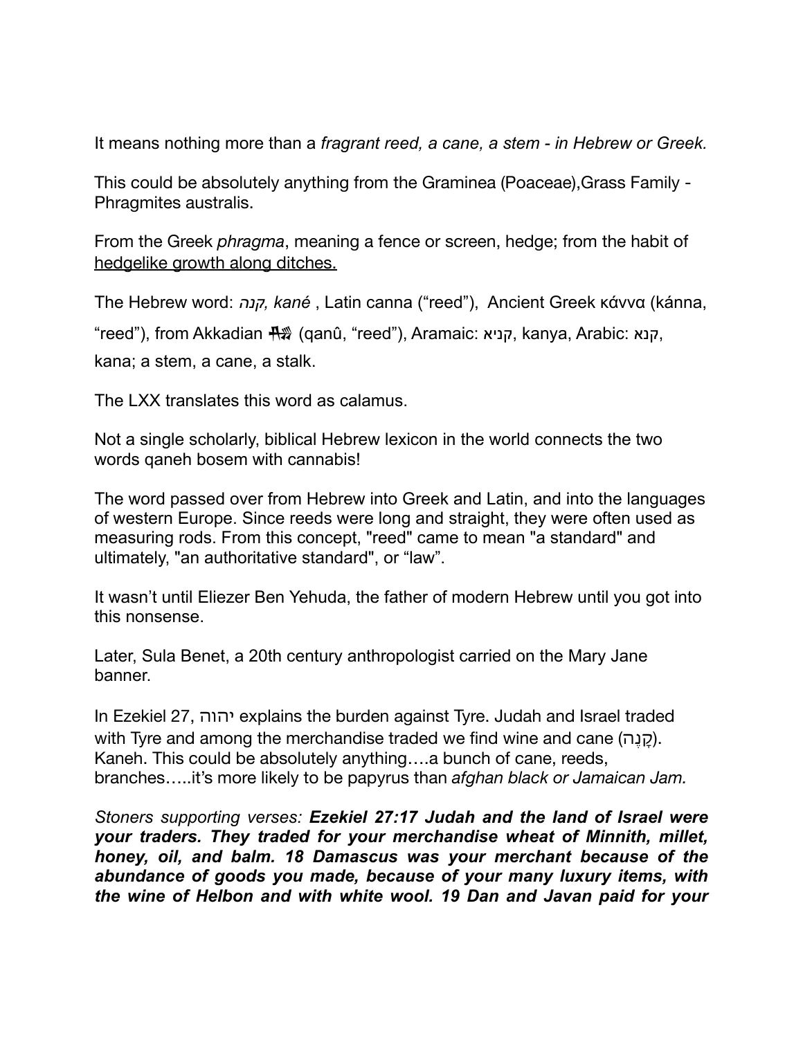It means nothing more than a *fragrant reed, a cane, a stem - in Hebrew or Greek.*

This could be absolutely anything from the Graminea (Poaceae),Grass Family - Phragmites australis.

From the Greek *phragma*, meaning a fence or screen, hedge; from the habit of hedgelike growth along ditches.

The Hebrew word: *קנה, kané* , Latin canna ("reed"), Ancient Greek κάννα (kánna, "reed"), from Akkadian 𒄀 (qanû, "reed"), Aramaic: קניא, kanya, Arabic: קנא, kana; a stem, a cane, a stalk.

The LXX translates this word as calamus.

Not a single scholarly, biblical Hebrew lexicon in the world connects the two words qaneh bosem with cannabis!

The word passed over from Hebrew into Greek and Latin, and into the languages of western Europe. Since reeds were long and straight, they were often used as measuring rods. From this concept, "reed" came to mean "a standard" and ultimately, "an authoritative standard", or "law".

It wasn't until Eliezer Ben Yehuda, the father of modern Hebrew until you got into this nonsense.

Later, Sula Benet, a 20th century anthropologist carried on the Mary Jane banner.

In Ezekiel 27, יהוה explains the burden against Tyre. Judah and Israel traded with Tyre and among the merchandise traded we find wine and cane (קָנֶה). Kaneh. This could be absolutely anything….a bunch of cane, reeds, branches…..it's more likely to be papyrus than *afghan black or Jamaican Jam.*

*Stoners supporting verses:* ***Ezekiel 27:17 Judah and the land of Israel were your traders. They traded for your merchandise wheat of Minnith, millet, honey, oil, and balm. 18 Damascus was your merchant because of the abundance of goods you made, because of your many luxury items, with the wine of Helbon and with white wool. 19 Dan and Javan paid for your***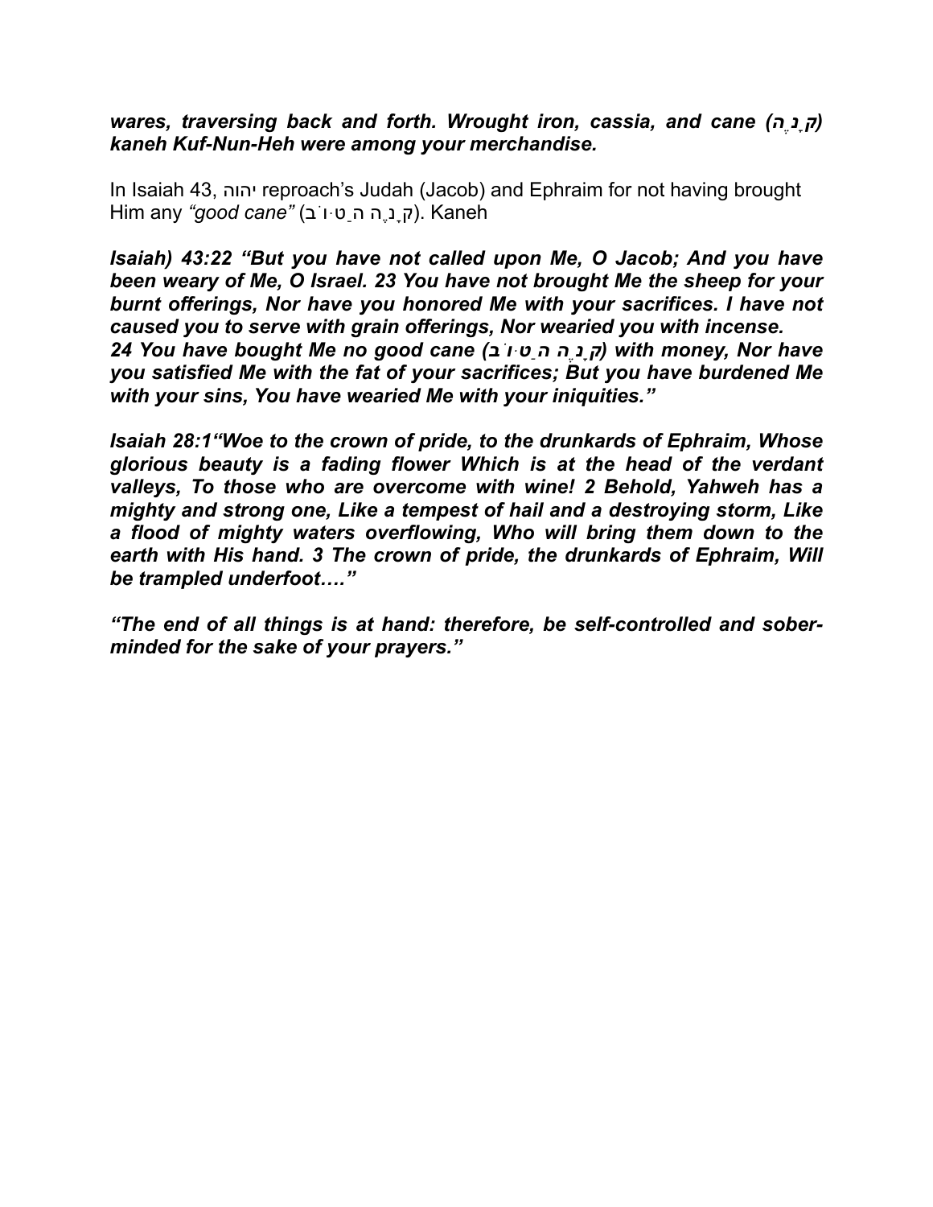***wares, traversing back and forth. Wrought iron, cassia, and cane (קָנֶה) kaneh Kuf-Nun-Heh were among your merchandise.***

In Isaiah 43, יהוה reproach's Judah (Jacob) and Ephraim for not having brought Him any *"good cane"* (קָנֶה הַטּוֹב). Kaneh

***Isaiah) 43:22 "But you have not called upon Me, O Jacob; And you have been weary of Me, O Israel. 23 You have not brought Me the sheep for your burnt offerings, Nor have you honored Me with your sacrifices. I have not caused you to serve with grain offerings, Nor wearied you with incense. 24 You have bought Me no good cane (קָנֶה הַטּוֹב) with money, Nor have you satisfied Me with the fat of your sacrifices; But you have burdened Me with your sins, You have wearied Me with your iniquities."***

***Isaiah 28:1"Woe to the crown of pride, to the drunkards of Ephraim, Whose glorious beauty is a fading flower Which is at the head of the verdant valleys, To those who are overcome with wine! 2 Behold, Yahweh has a mighty and strong one, Like a tempest of hail and a destroying storm, Like a flood of mighty waters overflowing, Who will bring them down to the earth with His hand. 3 The crown of pride, the drunkards of Ephraim, Will be trampled underfoot…."***

***"The end of all things is at hand: therefore, be self-controlled and sober-minded for the sake of your prayers."***